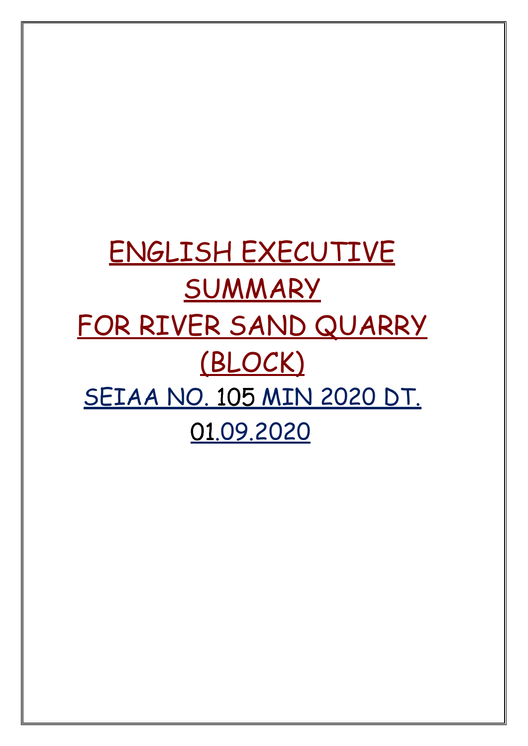# ENGLISH EXECUTIVE SUMMARY FOR RIVER SAND QUARRY (BLOCK)

## SEIAA NO. 105 MIN 2020 DT. 01.09.2020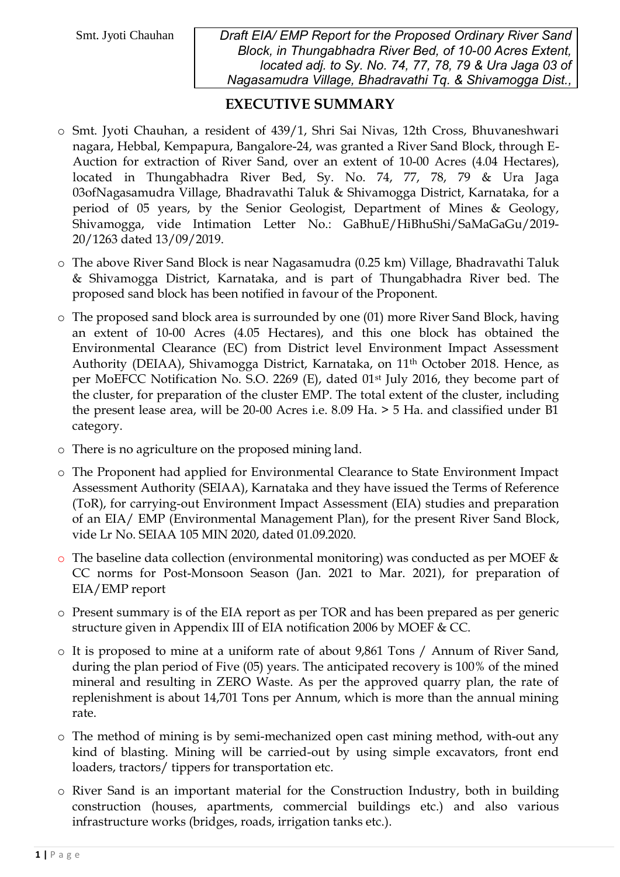# EXECUTIVE SUMMARY

- Smt. Jyoti Chauhan, a resident of 439/1, Shri Sai Nivas, 12th Cross, Bhuvaneshwari nagara, Hebbal, Kempapura, Bangalore-24, was granted a River Sand Block, through E-Auction for extraction of River Sand, over an extent of 10-00 Acres (4.04 Hectares), located in Thungabhadra River Bed, Sy. No. 74, 77, 78, 79 & Ura Jaga 03ofNagasamudra Village, Bhadravathi Taluk & Shivamogga District, Karnataka, for a period of 05 years, by the Senior Geologist, Department of Mines & Geology, Shivamogga, vide Intimation Letter No.: GaBhuE/HiBhuShi/SaMaGaGu/2019-20/1263 dated 13/09/2019.
- The above River Sand Block is near Nagasamudra (0.25 km) Village, Bhadravathi Taluk & Shivamogga District, Karnataka, and is part of Thungabhadra River bed. The proposed sand block has been notified in favour of the Proponent.
- The proposed sand block area is surrounded by one (01) more River Sand Block, having an extent of 10-00 Acres (4.05 Hectares), and this one block has obtained the Environmental Clearance (EC) from District level Environment Impact Assessment Authority (DEIAA), Shivamogga District, Karnataka, on 11th October 2018. Hence, as per MoEFCC Notification No. S.O. 2269 (E), dated 01st July 2016, they become part of the cluster, for preparation of the cluster EMP. The total extent of the cluster, including the present lease area, will be 20-00 Acres i.e. 8.09 Ha. > 5 Ha. and classified under B1 category.
- There is no agriculture on the proposed mining land.
- The Proponent had applied for Environmental Clearance to State Environment Impact Assessment Authority (SEIAA), Karnataka and they have issued the Terms of Reference (ToR), for carrying-out Environment Impact Assessment (EIA) studies and preparation of an EIA/ EMP (Environmental Management Plan), for the present River Sand Block, vide Lr No. SEIAA 105 MIN 2020, dated 01.09.2020.
- The baseline data collection (environmental monitoring) was conducted as per MOEF & CC norms for Post-Monsoon Season (Jan. 2021 to Mar. 2021), for preparation of EIA/EMP report
- Present summary is of the EIA report as per TOR and has been prepared as per generic structure given in Appendix III of EIA notification 2006 by MOEF & CC.
- It is proposed to mine at a uniform rate of about 9,861 Tons / Annum of River Sand, during the plan period of Five (05) years. The anticipated recovery is 100% of the mined mineral and resulting in ZERO Waste. As per the approved quarry plan, the rate of replenishment is about 14,701 Tons per Annum, which is more than the annual mining rate.
- The method of mining is by semi-mechanized open cast mining method, with-out any kind of blasting. Mining will be carried-out by using simple excavators, front end loaders, tractors/ tippers for transportation etc.
- River Sand is an important material for the Construction Industry, both in building construction (houses, apartments, commercial buildings etc.) and also various infrastructure works (bridges, roads, irrigation tanks etc.).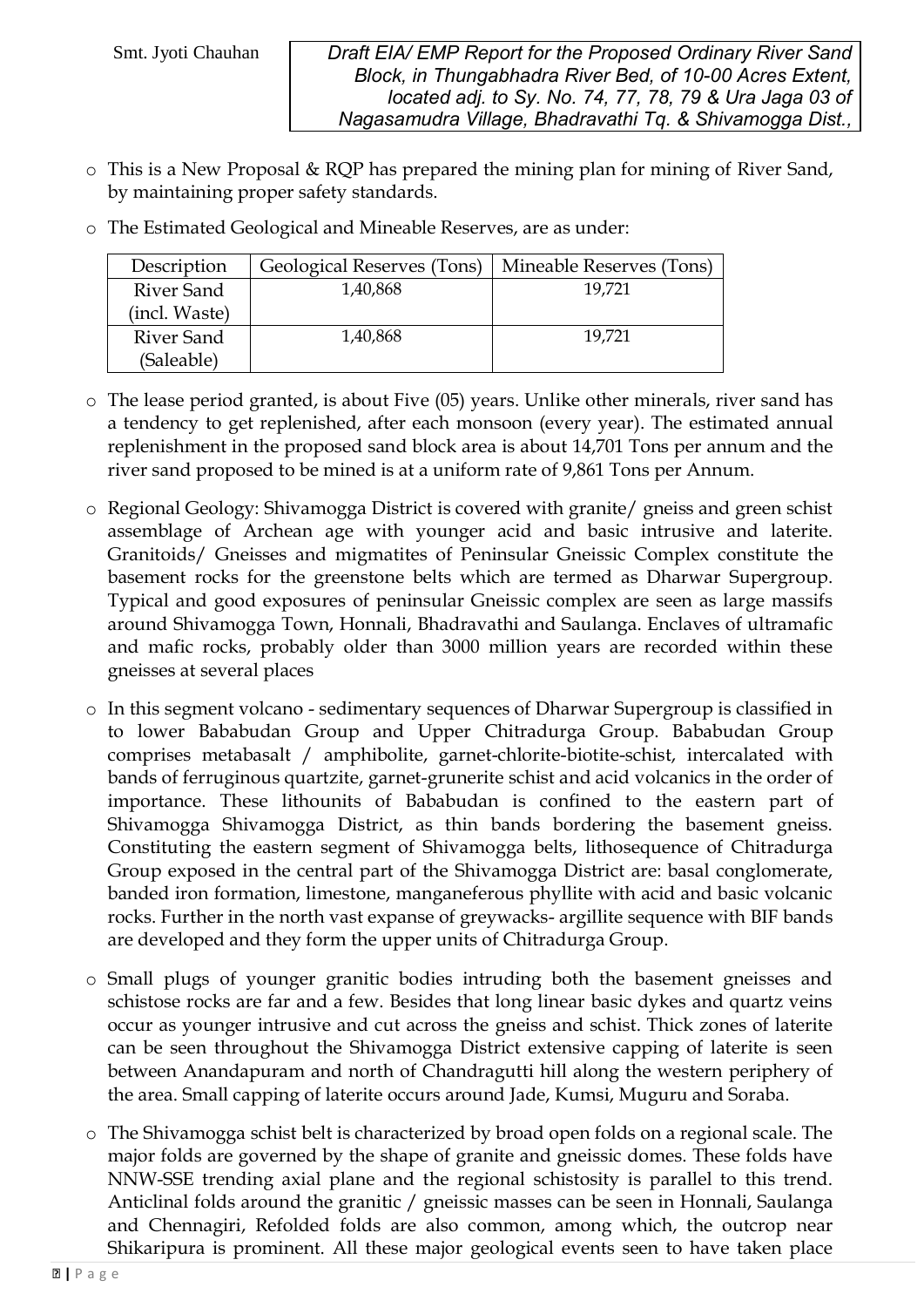- This is a New Proposal & RQP has prepared the mining plan for mining of River Sand, by maintaining proper safety standards.
- The Estimated Geological and Mineable Reserves, are as under:

| Description | Geological Reserves (Tons) | Mineable Reserves (Tons) |
|---|---|---|
| River Sand (incl. Waste) | 1,40,868 | 19,721 |
| River Sand (Saleable) | 1,40,868 | 19,721 |

- The lease period granted, is about Five (05) years. Unlike other minerals, river sand has a tendency to get replenished, after each monsoon (every year). The estimated annual replenishment in the proposed sand block area is about 14,701 Tons per annum and the river sand proposed to be mined is at a uniform rate of 9,861 Tons per Annum.
- Regional Geology: Shivamogga District is covered with granite/ gneiss and green schist assemblage of Archean age with younger acid and basic intrusive and laterite. Granitoids/ Gneisses and migmatites of Peninsular Gneissic Complex constitute the basement rocks for the greenstone belts which are termed as Dharwar Supergroup. Typical and good exposures of peninsular Gneissic complex are seen as large massifs around Shivamogga Town, Honnali, Bhadravathi and Saulanga. Enclaves of ultramafic and mafic rocks, probably older than 3000 million years are recorded within these gneisses at several places
- In this segment volcano - sedimentary sequences of Dharwar Supergroup is classified in to lower Bababudan Group and Upper Chitradurga Group. Bababudan Group comprises metabasalt / amphibolite, garnet-chlorite-biotite-schist, intercalated with bands of ferruginous quartzite, garnet-grunerite schist and acid volcanics in the order of importance. These lithounits of Bababudan is confined to the eastern part of Shivamogga Shivamogga District, as thin bands bordering the basement gneiss. Constituting the eastern segment of Shivamogga belts, lithosequence of Chitradurga Group exposed in the central part of the Shivamogga District are: basal conglomerate, banded iron formation, limestone, manganeferous phyllite with acid and basic volcanic rocks. Further in the north vast expanse of greywacks- argillite sequence with BIF bands are developed and they form the upper units of Chitradurga Group.
- Small plugs of younger granitic bodies intruding both the basement gneisses and schistose rocks are far and a few. Besides that long linear basic dykes and quartz veins occur as younger intrusive and cut across the gneiss and schist. Thick zones of laterite can be seen throughout the Shivamogga District extensive capping of laterite is seen between Anandapuram and north of Chandragutti hill along the western periphery of the area. Small capping of laterite occurs around Jade, Kumsi, Muguru and Soraba.
- The Shivamogga schist belt is characterized by broad open folds on a regional scale. The major folds are governed by the shape of granite and gneissic domes. These folds have NNW-SSE trending axial plane and the regional schistosity is parallel to this trend. Anticlinal folds around the granitic / gneissic masses can be seen in Honnali, Saulanga and Chennagiri, Refolded folds are also common, among which, the outcrop near Shikaripura is prominent. All these major geological events seen to have taken place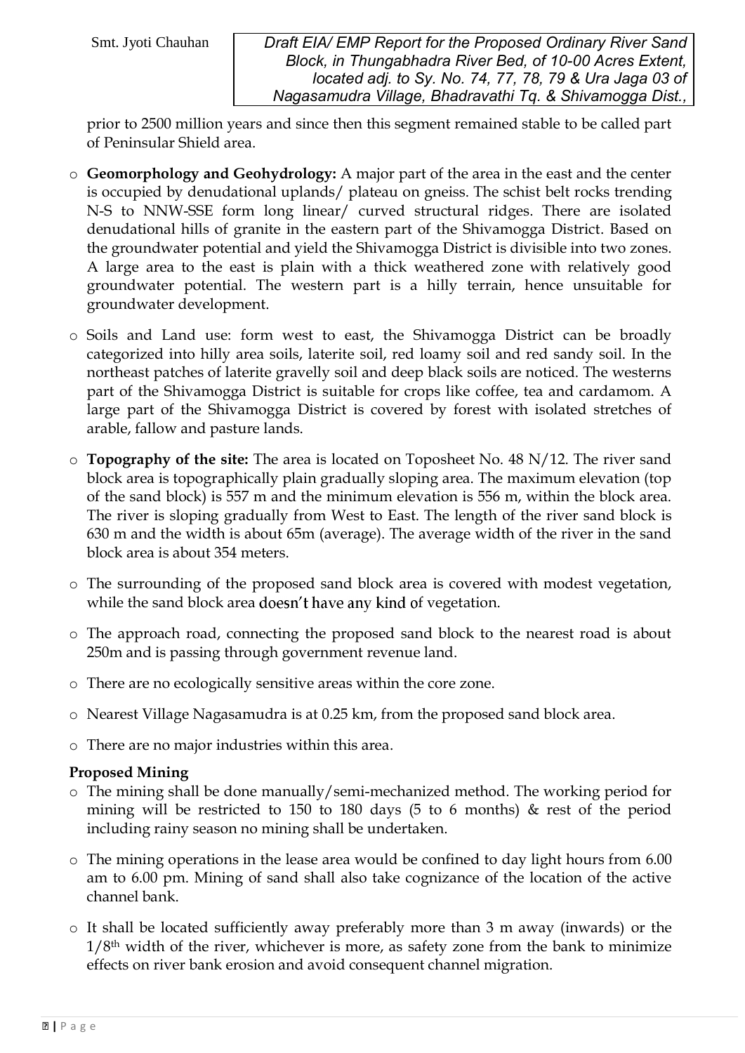prior to 2500 million years and since then this segment remained stable to be called part of Peninsular Shield area.

- **Geomorphology and Geohydrology:** A major part of the area in the east and the center is occupied by denudational uplands/ plateau on gneiss. The schist belt rocks trending N-S to NNW-SSE form long linear/ curved structural ridges. There are isolated denudational hills of granite in the eastern part of the Shivamogga District. Based on the groundwater potential and yield the Shivamogga District is divisible into two zones. A large area to the east is plain with a thick weathered zone with relatively good groundwater potential. The western part is a hilly terrain, hence unsuitable for groundwater development.
- Soils and Land use: form west to east, the Shivamogga District can be broadly categorized into hilly area soils, laterite soil, red loamy soil and red sandy soil. In the northeast patches of laterite gravelly soil and deep black soils are noticed. The westerns part of the Shivamogga District is suitable for crops like coffee, tea and cardamom. A large part of the Shivamogga District is covered by forest with isolated stretches of arable, fallow and pasture lands.
- **Topography of the site:** The area is located on Toposheet No. 48 N/12. The river sand block area is topographically plain gradually sloping area. The maximum elevation (top of the sand block) is 557 m and the minimum elevation is 556 m, within the block area. The river is sloping gradually from West to East. The length of the river sand block is 630 m and the width is about 65m (average). The average width of the river in the sand block area is about 354 meters.
- The surrounding of the proposed sand block area is covered with modest vegetation, while the sand block area doesn't have any kind of vegetation.
- The approach road, connecting the proposed sand block to the nearest road is about 250m and is passing through government revenue land.
- There are no ecologically sensitive areas within the core zone.
- Nearest Village Nagasamudra is at 0.25 km, from the proposed sand block area.
- There are no major industries within this area.

**Proposed Mining**

- The mining shall be done manually/semi-mechanized method. The working period for mining will be restricted to 150 to 180 days (5 to 6 months) & rest of the period including rainy season no mining shall be undertaken.
- The mining operations in the lease area would be confined to day light hours from 6.00 am to 6.00 pm. Mining of sand shall also take cognizance of the location of the active channel bank.
- It shall be located sufficiently away preferably more than 3 m away (inwards) or the $1/8^{th}$ width of the river, whichever is more, as safety zone from the bank to minimize effects on river bank erosion and avoid consequent channel migration.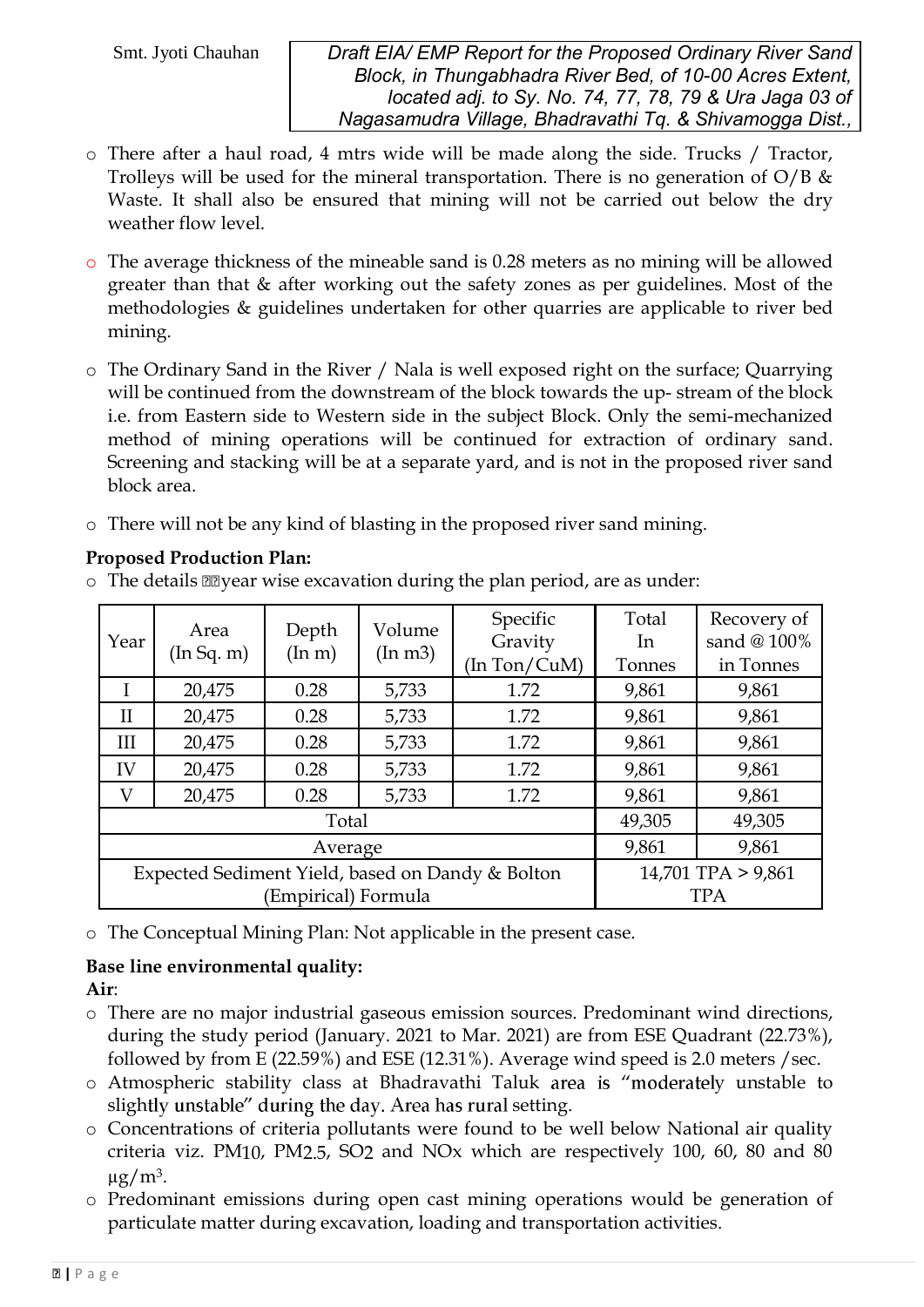- There after a haul road, 4 mtrs wide will be made along the side. Trucks / Tractor, Trolleys will be used for the mineral transportation. There is no generation of O/B & Waste. It shall also be ensured that mining will not be carried out below the dry weather flow level.
- The average thickness of the mineable sand is 0.28 meters as no mining will be allowed greater than that & after working out the safety zones as per guidelines. Most of the methodologies & guidelines undertaken for other quarries are applicable to river bed mining.
- The Ordinary Sand in the River / Nala is well exposed right on the surface; Quarrying will be continued from the downstream of the block towards the up- stream of the block i.e. from Eastern side to Western side in the subject Block. Only the semi-mechanized method of mining operations will be continued for extraction of ordinary sand. Screening and stacking will be at a separate yard, and is not in the proposed river sand block area.
- There will not be any kind of blasting in the proposed river sand mining.

**Proposed Production Plan:**

- The details year wise excavation during the plan period, are as under:

| Year | Area (In Sq. m) | Depth (In m) | Volume (In m3) | Specific Gravity (In Ton/CuM) | Total In Tonnes | Recovery of sand @ 100% in Tonnes |
|---|---|---|---|---|---|---|
| I | 20,475 | 0.28 | 5,733 | 1.72 | 9,861 | 9,861 |
| II | 20,475 | 0.28 | 5,733 | 1.72 | 9,861 | 9,861 |
| III | 20,475 | 0.28 | 5,733 | 1.72 | 9,861 | 9,861 |
| IV | 20,475 | 0.28 | 5,733 | 1.72 | 9,861 | 9,861 |
| V | 20,475 | 0.28 | 5,733 | 1.72 | 9,861 | 9,861 |
| Total | | | | | 49,305 | 49,305 |
| Average | | | | | 9,861 | 9,861 |
| Expected Sediment Yield, based on Dandy & Bolton (Empirical) Formula | | | | | 14,701 TPA > 9,861 TPA | |

- The Conceptual Mining Plan: Not applicable in the present case.

**Base line environmental quality:**

**Air**:

- There are no major industrial gaseous emission sources. Predominant wind directions, during the study period (January. 2021 to Mar. 2021) are from ESE Quadrant (22.73%), followed by from E (22.59%) and ESE (12.31%). Average wind speed is 2.0 meters /sec.
- Atmospheric stability class at Bhadravathi Taluk area is "moderately unstable to slightly unstable" during the day. Area has rural setting.
- Concentrations of criteria pollutants were found to be well below National air quality criteria viz. $PM_{10}$, $PM_{2.5}$, $SO_2$ and NOx which are respectively 100, 60, 80 and 80 $\mu g/m^3$.
- Predominant emissions during open cast mining operations would be generation of particulate matter during excavation, loading and transportation activities.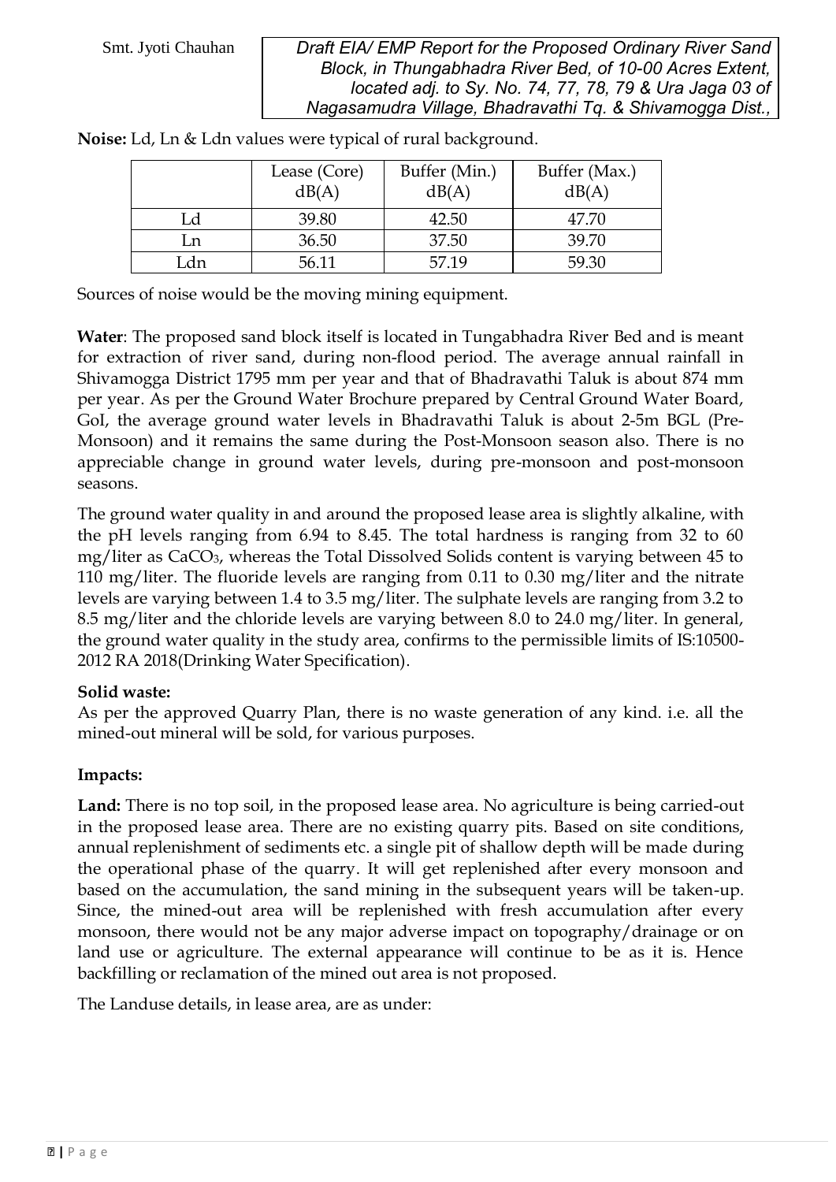**Noise:** Ld, Ln & Ldn values were typical of rural background.

| | Lease (Core) dB(A) | Buffer (Min.) dB(A) | Buffer (Max.) dB(A) |
|---|---|---|---|
| Ld | 39.80 | 42.50 | 47.70 |
| Ln | 36.50 | 37.50 | 39.70 |
| Ldn | 56.11 | 57.19 | 59.30 |

Sources of noise would be the moving mining equipment.

**Water**: The proposed sand block itself is located in Tungabhadra River Bed and is meant for extraction of river sand, during non-flood period. The average annual rainfall in Shivamogga District 1795 mm per year and that of Bhadravathi Taluk is about 874 mm per year. As per the Ground Water Brochure prepared by Central Ground Water Board, GoI, the average ground water levels in Bhadravathi Taluk is about 2-5m BGL (Pre-Monsoon) and it remains the same during the Post-Monsoon season also. There is no appreciable change in ground water levels, during pre-monsoon and post-monsoon seasons.

The ground water quality in and around the proposed lease area is slightly alkaline, with the pH levels ranging from 6.94 to 8.45. The total hardness is ranging from 32 to 60 mg/liter as $CaCO_3$, whereas the Total Dissolved Solids content is varying between 45 to 110 mg/liter. The fluoride levels are ranging from 0.11 to 0.30 mg/liter and the nitrate levels are varying between 1.4 to 3.5 mg/liter. The sulphate levels are ranging from 3.2 to 8.5 mg/liter and the chloride levels are varying between 8.0 to 24.0 mg/liter. In general, the ground water quality in the study area, confirms to the permissible limits of IS:10500-2012 RA 2018(Drinking Water Specification).

**Solid waste:**

As per the approved Quarry Plan, there is no waste generation of any kind. i.e. all the mined-out mineral will be sold, for various purposes.

**Impacts:**

**Land:** There is no top soil, in the proposed lease area. No agriculture is being carried-out in the proposed lease area. There are no existing quarry pits. Based on site conditions, annual replenishment of sediments etc. a single pit of shallow depth will be made during the operational phase of the quarry. It will get replenished after every monsoon and based on the accumulation, the sand mining in the subsequent years will be taken-up. Since, the mined-out area will be replenished with fresh accumulation after every monsoon, there would not be any major adverse impact on topography/drainage or on land use or agriculture. The external appearance will continue to be as it is. Hence backfilling or reclamation of the mined out area is not proposed.

The Landuse details, in lease area, are as under: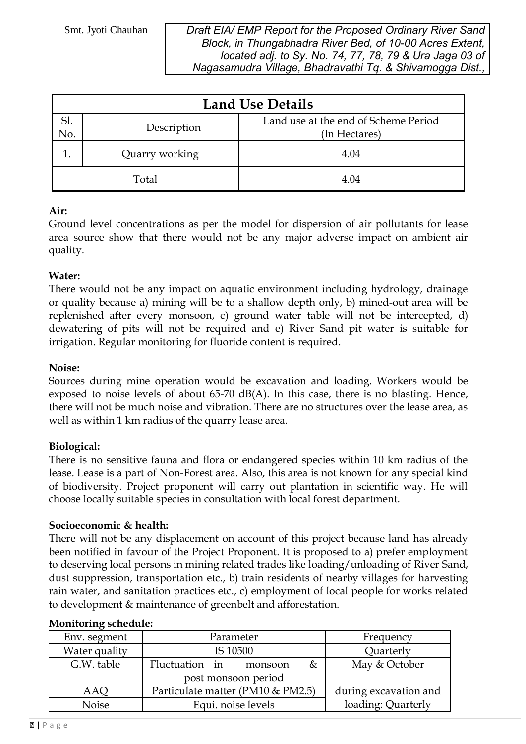| Land Use Details | | |
|---|---|---|
| Sl. No. | Description | Land use at the end of Scheme Period (In Hectares) |
| 1. | Quarry working | 4.04 |
| Total | | 4.04 |

**Air:**

Ground level concentrations as per the model for dispersion of air pollutants for lease area source show that there would not be any major adverse impact on ambient air quality.

**Water:**

There would not be any impact on aquatic environment including hydrology, drainage or quality because a) mining will be to a shallow depth only, b) mined-out area will be replenished after every monsoon, c) ground water table will not be intercepted, d) dewatering of pits will not be required and e) River Sand pit water is suitable for irrigation. Regular monitoring for fluoride content is required.

**Noise:**

Sources during mine operation would be excavation and loading. Workers would be exposed to noise levels of about 65-70 dB(A). In this case, there is no blasting. Hence, there will not be much noise and vibration. There are no structures over the lease area, as well as within 1 km radius of the quarry lease area.

**Biological:**

There is no sensitive fauna and flora or endangered species within 10 km radius of the lease. Lease is a part of Non-Forest area. Also, this area is not known for any special kind of biodiversity. Project proponent will carry out plantation in scientific way. He will choose locally suitable species in consultation with local forest department.

**Socioeconomic & health:**

There will not be any displacement on account of this project because land has already been notified in favour of the Project Proponent. It is proposed to a) prefer employment to deserving local persons in mining related trades like loading/unloading of River Sand, dust suppression, transportation etc., b) train residents of nearby villages for harvesting rain water, and sanitation practices etc., c) employment of local people for works related to development & maintenance of greenbelt and afforestation.

**Monitoring schedule:**

| Env. segment | Parameter | Frequency |
|---|---|---|
| Water quality | IS 10500 | Quarterly |
| G.W. table | Fluctuation in monsoon & post monsoon period | May & October |
| AAQ | Particulate matter (PM10 & PM2.5) | during excavation and loading: Quarterly |
| Noise | Equi. noise levels | |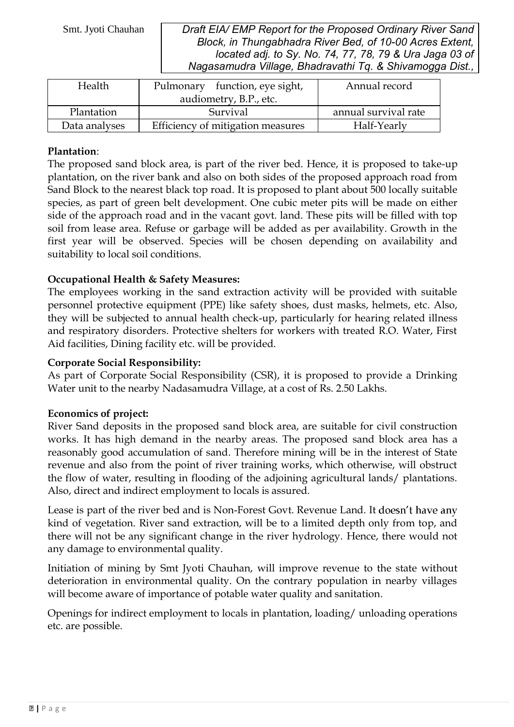| | | |
|---|---|---|
| Health | Pulmonary function, eye sight, audiometry, B.P., etc. | Annual record |
| Plantation | Survival | annual survival rate |
| Data analyses | Efficiency of mitigation measures | Half-Yearly |

**Plantation**:

The proposed sand block area, is part of the river bed. Hence, it is proposed to take-up plantation, on the river bank and also on both sides of the proposed approach road from Sand Block to the nearest black top road. It is proposed to plant about 500 locally suitable species, as part of green belt development. One cubic meter pits will be made on either side of the approach road and in the vacant govt. land. These pits will be filled with top soil from lease area. Refuse or garbage will be added as per availability. Growth in the first year will be observed. Species will be chosen depending on availability and suitability to local soil conditions.

**Occupational Health & Safety Measures:**

The employees working in the sand extraction activity will be provided with suitable personnel protective equipment (PPE) like safety shoes, dust masks, helmets, etc. Also, they will be subjected to annual health check-up, particularly for hearing related illness and respiratory disorders. Protective shelters for workers with treated R.O. Water, First Aid facilities, Dining facility etc. will be provided.

**Corporate Social Responsibility:**

As part of Corporate Social Responsibility (CSR), it is proposed to provide a Drinking Water unit to the nearby Nadasamudra Village, at a cost of Rs. 2.50 Lakhs.

**Economics of project:**

River Sand deposits in the proposed sand block area, are suitable for civil construction works. It has high demand in the nearby areas. The proposed sand block area has a reasonably good accumulation of sand. Therefore mining will be in the interest of State revenue and also from the point of river training works, which otherwise, will obstruct the flow of water, resulting in flooding of the adjoining agricultural lands/ plantations. Also, direct and indirect employment to locals is assured.

Lease is part of the river bed and is Non-Forest Govt. Revenue Land. It doesn't have any kind of vegetation. River sand extraction, will be to a limited depth only from top, and there will not be any significant change in the river hydrology. Hence, there would not any damage to environmental quality.

Initiation of mining by Smt Jyoti Chauhan, will improve revenue to the state without deterioration in environmental quality. On the contrary population in nearby villages will become aware of importance of potable water quality and sanitation.

Openings for indirect employment to locals in plantation, loading/ unloading operations etc. are possible.